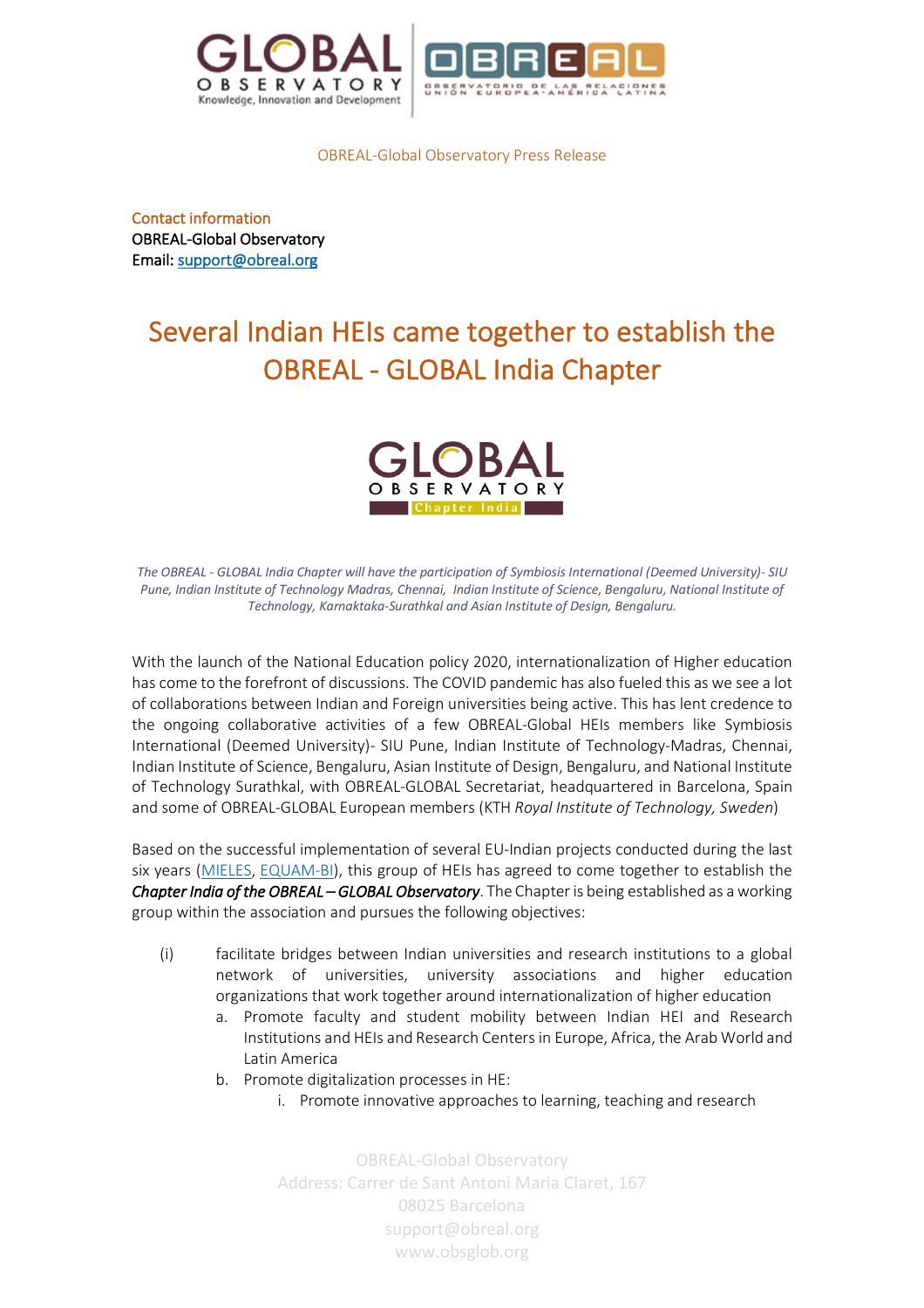OBREAL-Global Observatory Press Release

**Contact information**
OBREAL-Global Observatory
Email: [support@obreal.org](mailto:support@obreal.org)

# Several Indian HEIs came together to establish the OBREAL - GLOBAL India Chapter

*The OBREAL - GLOBAL India Chapter will have the participation of Symbiosis International (Deemed University)- SIU Pune, Indian Institute of Technology Madras, Chennai, Indian Institute of Science, Bengaluru, National Institute of Technology, Karnaktaka-Surathkal and Asian Institute of Design, Bengaluru.*

With the launch of the National Education policy 2020, internationalization of Higher education has come to the forefront of discussions. The COVID pandemic has also fueled this as we see a lot of collaborations between Indian and Foreign universities being active. This has lent credence to the ongoing collaborative activities of a few OBREAL-Global HEIs members like Symbiosis International (Deemed University)- SIU Pune, Indian Institute of Technology-Madras, Chennai, Indian Institute of Science, Bengaluru, Asian Institute of Design, Bengaluru, and National Institute of Technology Surathkal, with OBREAL-GLOBAL Secretariat, headquartered in Barcelona, Spain and some of OBREAL-GLOBAL European members (KTH *Royal Institute of Technology, Sweden*)

Based on the successful implementation of several EU-Indian projects conducted during the last six years (MIELES, EQUAM-BI), this group of HEIs has agreed to come together to establish the ***Chapter India of the OBREAL – GLOBAL Observatory***. The Chapter is being established as a working group within the association and pursues the following objectives:

(i) facilitate bridges between Indian universities and research institutions to a global network of universities, university associations and higher education organizations that work together around internationalization of higher education
   a. Promote faculty and student mobility between Indian HEI and Research Institutions and HEIs and Research Centers in Europe, Africa, the Arab World and Latin America
   b. Promote digitalization processes in HE:
      i. Promote innovative approaches to learning, teaching and research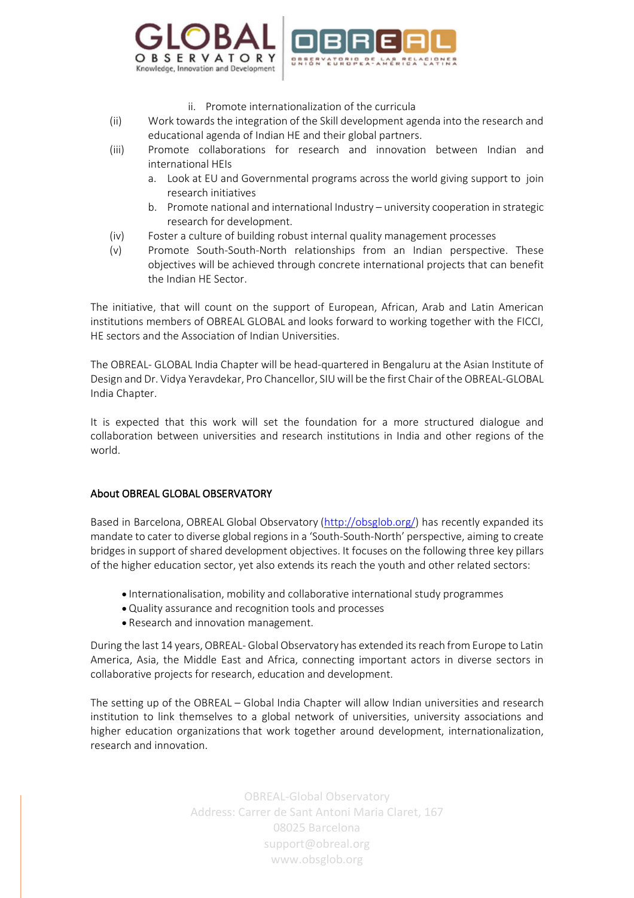ii. Promote internationalization of the curricula

(ii) Work towards the integration of the Skill development agenda into the research and educational agenda of Indian HE and their global partners.

(iii) Promote collaborations for research and innovation between Indian and international HEIs

  a. Look at EU and Governmental programs across the world giving support to join research initiatives

  b. Promote national and international Industry – university cooperation in strategic research for development.

(iv) Foster a culture of building robust internal quality management processes

(v) Promote South-South-North relationships from an Indian perspective. These objectives will be achieved through concrete international projects that can benefit the Indian HE Sector.

The initiative, that will count on the support of European, African, Arab and Latin American institutions members of OBREAL GLOBAL and looks forward to working together with the FICCI, HE sectors and the Association of Indian Universities.

The OBREAL- GLOBAL India Chapter will be head-quartered in Bengaluru at the Asian Institute of Design and Dr. Vidya Yeravdekar, Pro Chancellor, SIU will be the first Chair of the OBREAL-GLOBAL India Chapter.

It is expected that this work will set the foundation for a more structured dialogue and collaboration between universities and research institutions in India and other regions of the world.

## About OBREAL GLOBAL OBSERVATORY

Based in Barcelona, OBREAL Global Observatory (http://obsglob.org/) has recently expanded its mandate to cater to diverse global regions in a 'South-South-North' perspective, aiming to create bridges in support of shared development objectives. It focuses on the following three key pillars of the higher education sector, yet also extends its reach the youth and other related sectors:

- Internationalisation, mobility and collaborative international study programmes
- Quality assurance and recognition tools and processes
- Research and innovation management.

During the last 14 years, OBREAL- Global Observatory has extended its reach from Europe to Latin America, Asia, the Middle East and Africa, connecting important actors in diverse sectors in collaborative projects for research, education and development.

The setting up of the OBREAL – Global India Chapter will allow Indian universities and research institution to link themselves to a global network of universities, university associations and higher education organizations that work together around development, internationalization, research and innovation.